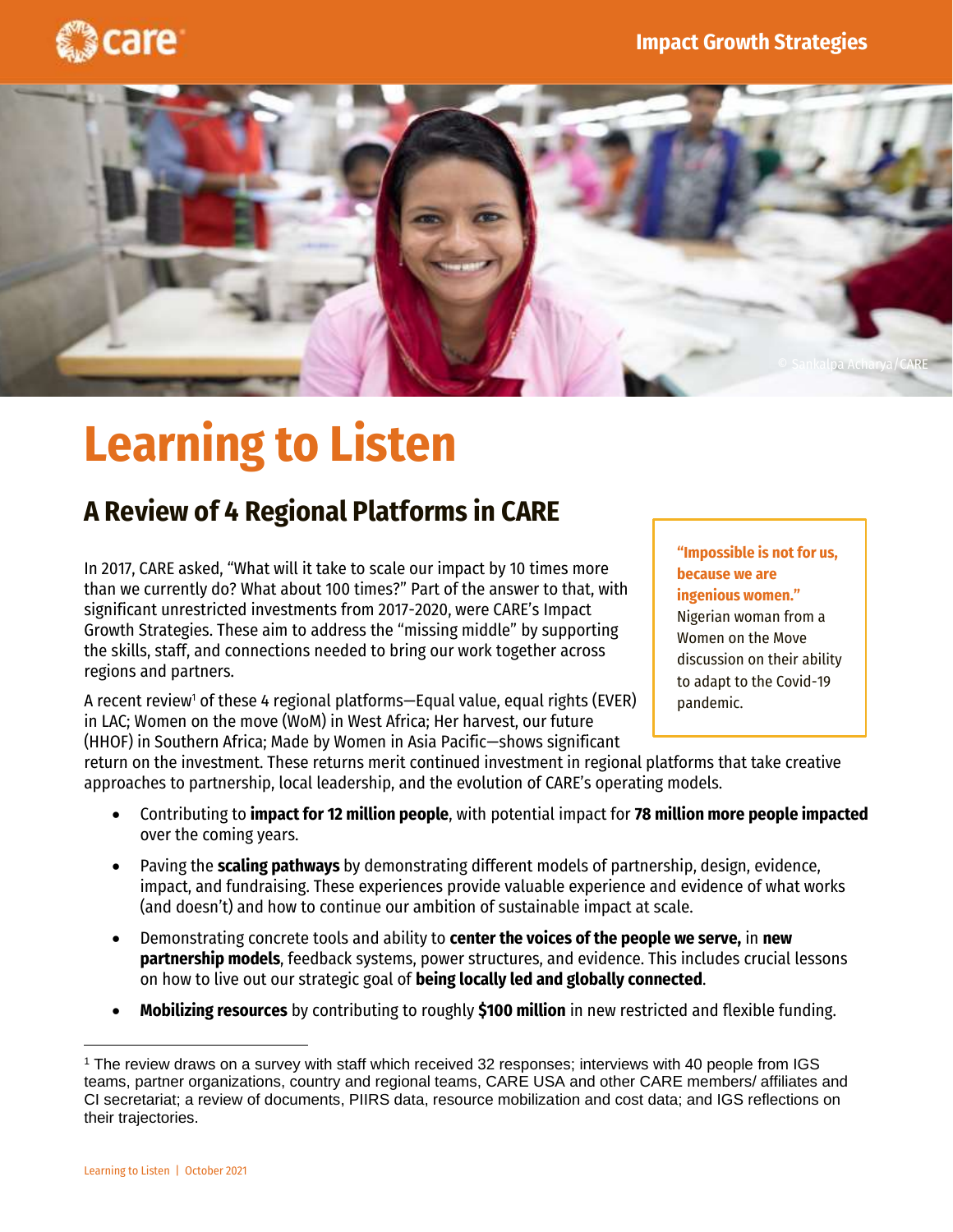# Learning to Listen

## A Review of 4 Regional Platforms in CARE

In 2017, CARE asked, "What will it take to scale our impact by 10 times more than we currently do? What about 100 times?" Part of the answer to that, with significant unrestricted investments from 2017-2020, were CARE's Impact Growth Strategies. These aim to address the "missing middle" by supporting the skills, staff, and connections needed to bring our work together across regions and partners.

> **"Impossible is not for us, because we are ingenious women."**
> Nigerian woman from a Women on the Move discussion on their ability to adapt to the Covid-19 pandemic.

A recent review[1] of these 4 regional platforms—Equal value, equal rights (EVER) in LAC; Women on the move (WoM) in West Africa; Her harvest, our future (HHOF) in Southern Africa; Made by Women in Asia Pacific—shows significant return on the investment. These returns merit continued investment in regional platforms that take creative approaches to partnership, local leadership, and the evolution of CARE's operating models.

- Contributing to **impact for 12 million people**, with potential impact for **78 million more people impacted** over the coming years.
- Paving the **scaling pathways** by demonstrating different models of partnership, design, evidence, impact, and fundraising. These experiences provide valuable experience and evidence of what works (and doesn't) and how to continue our ambition of sustainable impact at scale.
- Demonstrating concrete tools and ability to **center the voices of the people we serve,** in **new partnership models**, feedback systems, power structures, and evidence. This includes crucial lessons on how to live out our strategic goal of **being locally led and globally connected**.
- **Mobilizing resources** by contributing to roughly **$100 million** in new restricted and flexible funding.

[1] The review draws on a survey with staff which received 32 responses; interviews with 40 people from IGS teams, partner organizations, country and regional teams, CARE USA and other CARE members/ affiliates and CI secretariat; a review of documents, PIIRS data, resource mobilization and cost data; and IGS reflections on their trajectories.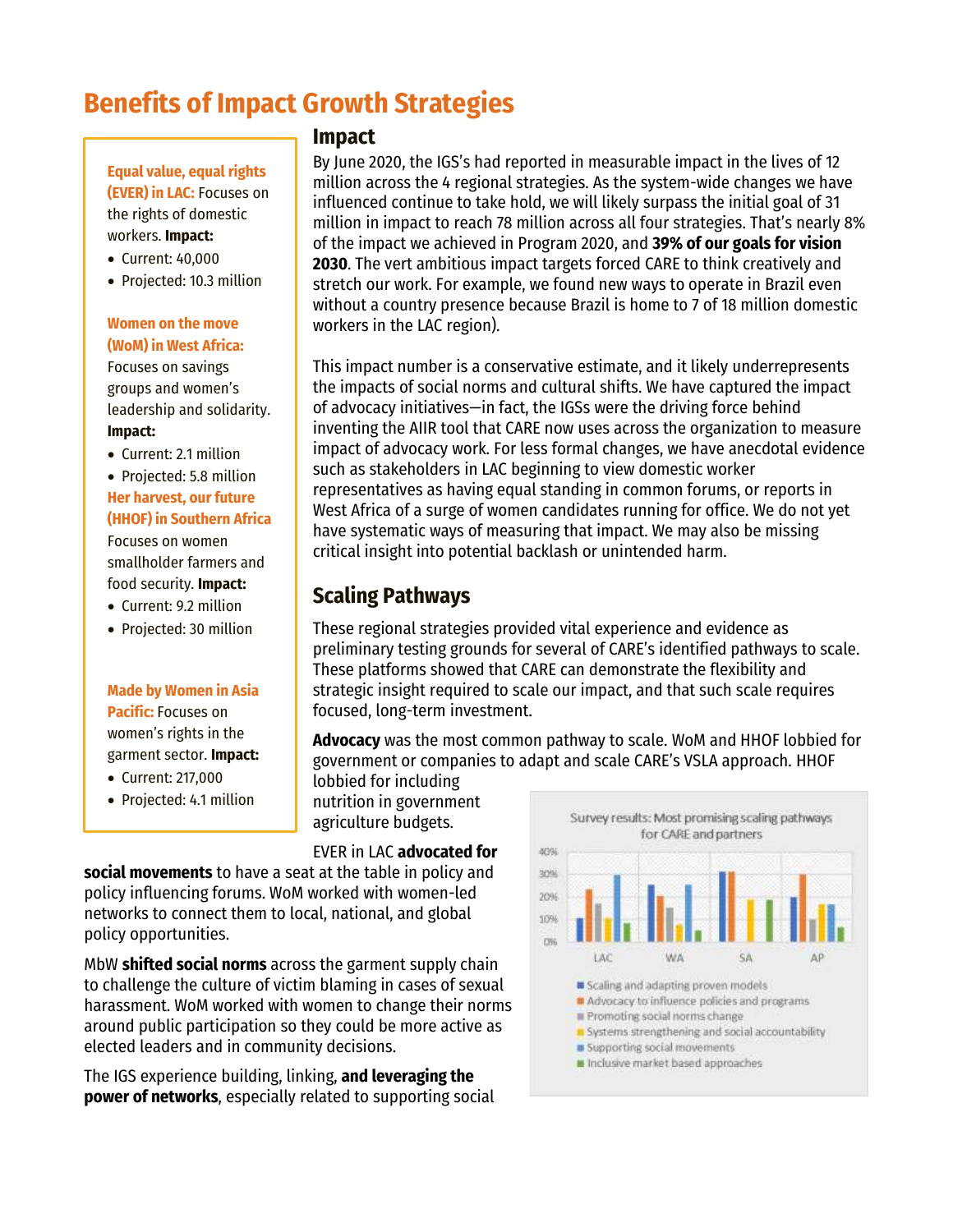# Benefits of Impact Growth Strategies

**Equal value, equal rights (EVER) in LAC:** Focuses on the rights of domestic workers. **Impact:**

- Current: 40,000
- Projected: 10.3 million

**Women on the move (WoM) in West Africa:** Focuses on savings groups and women's leadership and solidarity. **Impact:**

- Current: 2.1 million
- Projected: 5.8 million

**Her harvest, our future (HHOF) in Southern Africa** Focuses on women smallholder farmers and food security. **Impact:**

- Current: 9.2 million
- Projected: 30 million

**Made by Women in Asia Pacific:** Focuses on women's rights in the garment sector. **Impact:**

- Current: 217,000
- Projected: 4.1 million

## Impact

By June 2020, the IGS's had reported in measurable impact in the lives of 12 million across the 4 regional strategies. As the system-wide changes we have influenced continue to take hold, we will likely surpass the initial goal of 31 million in impact to reach 78 million across all four strategies. That's nearly 8% of the impact we achieved in Program 2020, and **39% of our goals for vision 2030**. The vert ambitious impact targets forced CARE to think creatively and stretch our work. For example, we found new ways to operate in Brazil even without a country presence because Brazil is home to 7 of 18 million domestic workers in the LAC region).

This impact number is a conservative estimate, and it likely underrepresents the impacts of social norms and cultural shifts. We have captured the impact of advocacy initiatives—in fact, the IGSs were the driving force behind inventing the AIIR tool that CARE now uses across the organization to measure impact of advocacy work. For less formal changes, we have anecdotal evidence such as stakeholders in LAC beginning to view domestic worker representatives as having equal standing in common forums, or reports in West Africa of a surge of women candidates running for office. We do not yet have systematic ways of measuring that impact. We may also be missing critical insight into potential backlash or unintended harm.

## Scaling Pathways

These regional strategies provided vital experience and evidence as preliminary testing grounds for several of CARE's identified pathways to scale. These platforms showed that CARE can demonstrate the flexibility and strategic insight required to scale our impact, and that such scale requires focused, long-term investment.

**Advocacy** was the most common pathway to scale. WoM and HHOF lobbied for government or companies to adapt and scale CARE's VSLA approach. HHOF lobbied for including nutrition in government agriculture budgets.

EVER in LAC **advocated for social movements** to have a seat at the table in policy and policy influencing forums. WoM worked with women-led networks to connect them to local, national, and global policy opportunities.

MbW **shifted social norms** across the garment supply chain to challenge the culture of victim blaming in cases of sexual harassment. WoM worked with women to change their norms around public participation so they could be more active as elected leaders and in community decisions.

The IGS experience building, linking, **and leveraging the power of networks**, especially related to supporting social

Survey results: Most promising scaling pathways for CARE and partners

- Scaling and adapting proven models
- Advocacy to influence policies and programs
- Promoting social norms change
- Systems strengthening and social accountability
- Supporting social movements
- Inclusive market based approaches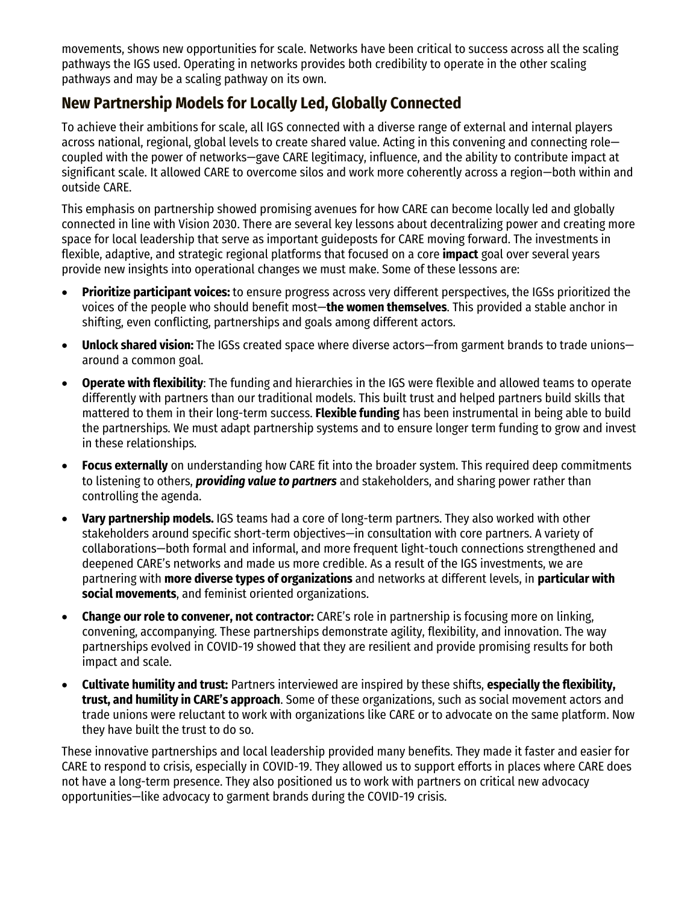movements, shows new opportunities for scale. Networks have been critical to success across all the scaling pathways the IGS used. Operating in networks provides both credibility to operate in the other scaling pathways and may be a scaling pathway on its own.

## New Partnership Models for Locally Led, Globally Connected

To achieve their ambitions for scale, all IGS connected with a diverse range of external and internal players across national, regional, global levels to create shared value. Acting in this convening and connecting role—coupled with the power of networks—gave CARE legitimacy, influence, and the ability to contribute impact at significant scale. It allowed CARE to overcome silos and work more coherently across a region—both within and outside CARE.

This emphasis on partnership showed promising avenues for how CARE can become locally led and globally connected in line with Vision 2030. There are several key lessons about decentralizing power and creating more space for local leadership that serve as important guideposts for CARE moving forward. The investments in flexible, adaptive, and strategic regional platforms that focused on a core **impact** goal over several years provide new insights into operational changes we must make. Some of these lessons are:

- **Prioritize participant voices:** to ensure progress across very different perspectives, the IGSs prioritized the voices of the people who should benefit most—**the women themselves**. This provided a stable anchor in shifting, even conflicting, partnerships and goals among different actors.
- **Unlock shared vision:** The IGSs created space where diverse actors—from garment brands to trade unions—around a common goal.
- **Operate with flexibility**: The funding and hierarchies in the IGS were flexible and allowed teams to operate differently with partners than our traditional models. This built trust and helped partners build skills that mattered to them in their long-term success. **Flexible funding** has been instrumental in being able to build the partnerships. We must adapt partnership systems and to ensure longer term funding to grow and invest in these relationships.
- **Focus externally** on understanding how CARE fit into the broader system. This required deep commitments to listening to others, ***providing value to partners*** and stakeholders, and sharing power rather than controlling the agenda.
- **Vary partnership models.** IGS teams had a core of long-term partners. They also worked with other stakeholders around specific short-term objectives—in consultation with core partners. A variety of collaborations—both formal and informal, and more frequent light-touch connections strengthened and deepened CARE's networks and made us more credible. As a result of the IGS investments, we are partnering with **more diverse types of organizations** and networks at different levels, in **particular with social movements**, and feminist oriented organizations.
- **Change our role to convener, not contractor:** CARE's role in partnership is focusing more on linking, convening, accompanying. These partnerships demonstrate agility, flexibility, and innovation. The way partnerships evolved in COVID-19 showed that they are resilient and provide promising results for both impact and scale.
- **Cultivate humility and trust:** Partners interviewed are inspired by these shifts, **especially the flexibility, trust, and humility in CARE's approach**. Some of these organizations, such as social movement actors and trade unions were reluctant to work with organizations like CARE or to advocate on the same platform. Now they have built the trust to do so.

These innovative partnerships and local leadership provided many benefits. They made it faster and easier for CARE to respond to crisis, especially in COVID-19. They allowed us to support efforts in places where CARE does not have a long-term presence. They also positioned us to work with partners on critical new advocacy opportunities—like advocacy to garment brands during the COVID-19 crisis.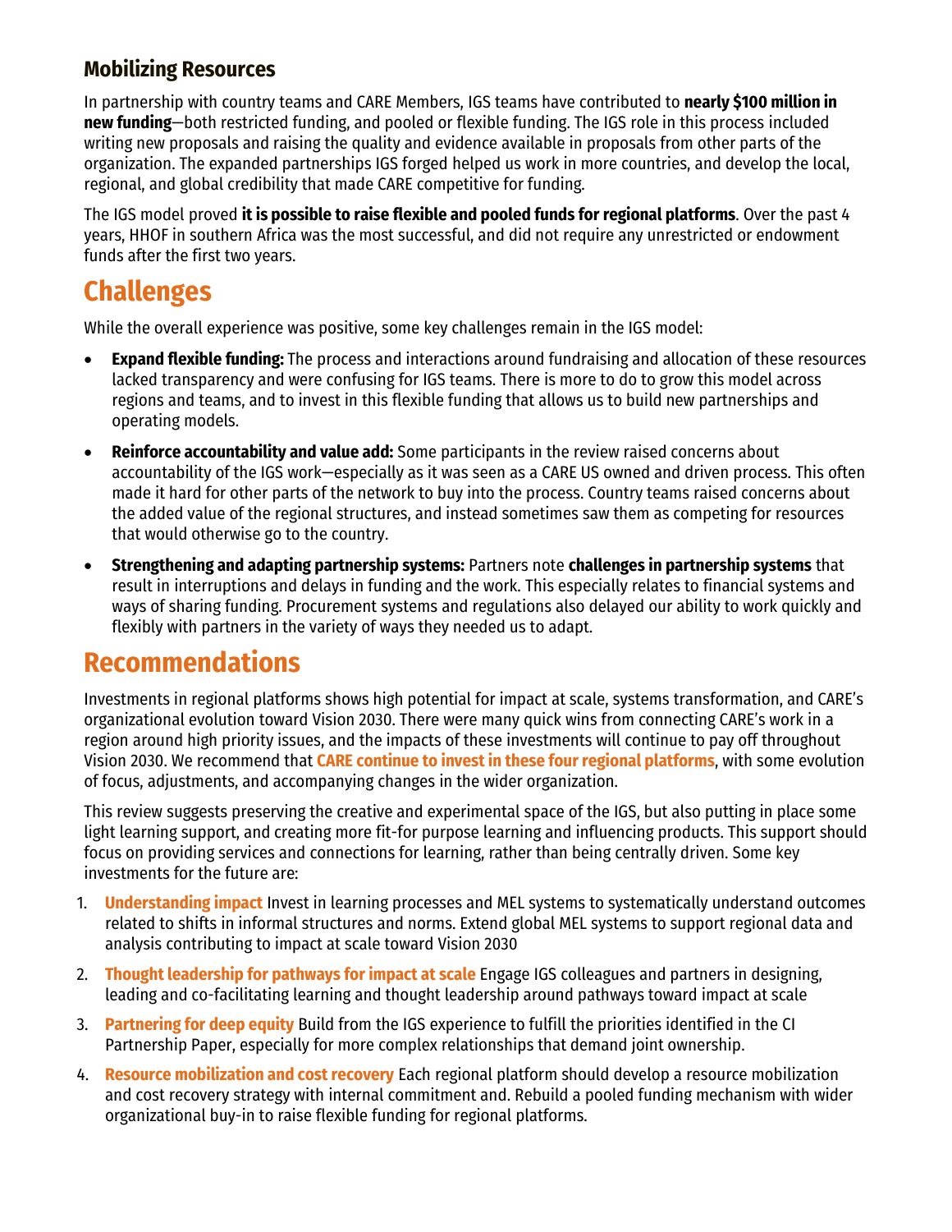### Mobilizing Resources

In partnership with country teams and CARE Members, IGS teams have contributed to **nearly $100 million in new funding**—both restricted funding, and pooled or flexible funding. The IGS role in this process included writing new proposals and raising the quality and evidence available in proposals from other parts of the organization. The expanded partnerships IGS forged helped us work in more countries, and develop the local, regional, and global credibility that made CARE competitive for funding.

The IGS model proved **it is possible to raise flexible and pooled funds for regional platforms**. Over the past 4 years, HHOF in southern Africa was the most successful, and did not require any unrestricted or endowment funds after the first two years.

## Challenges

While the overall experience was positive, some key challenges remain in the IGS model:

- **Expand flexible funding:** The process and interactions around fundraising and allocation of these resources lacked transparency and were confusing for IGS teams. There is more to do to grow this model across regions and teams, and to invest in this flexible funding that allows us to build new partnerships and operating models.
- **Reinforce accountability and value add:** Some participants in the review raised concerns about accountability of the IGS work—especially as it was seen as a CARE US owned and driven process. This often made it hard for other parts of the network to buy into the process. Country teams raised concerns about the added value of the regional structures, and instead sometimes saw them as competing for resources that would otherwise go to the country.
- **Strengthening and adapting partnership systems:** Partners note **challenges in partnership systems** that result in interruptions and delays in funding and the work. This especially relates to financial systems and ways of sharing funding. Procurement systems and regulations also delayed our ability to work quickly and flexibly with partners in the variety of ways they needed us to adapt.

## Recommendations

Investments in regional platforms shows high potential for impact at scale, systems transformation, and CARE's organizational evolution toward Vision 2030. There were many quick wins from connecting CARE's work in a region around high priority issues, and the impacts of these investments will continue to pay off throughout Vision 2030. We recommend that **CARE continue to invest in these four regional platforms**, with some evolution of focus, adjustments, and accompanying changes in the wider organization.

This review suggests preserving the creative and experimental space of the IGS, but also putting in place some light learning support, and creating more fit-for purpose learning and influencing products. This support should focus on providing services and connections for learning, rather than being centrally driven. Some key investments for the future are:

1. **Understanding impact** Invest in learning processes and MEL systems to systematically understand outcomes related to shifts in informal structures and norms. Extend global MEL systems to support regional data and analysis contributing to impact at scale toward Vision 2030
2. **Thought leadership for pathways for impact at scale** Engage IGS colleagues and partners in designing, leading and co-facilitating learning and thought leadership around pathways toward impact at scale
3. **Partnering for deep equity** Build from the IGS experience to fulfill the priorities identified in the CI Partnership Paper, especially for more complex relationships that demand joint ownership.
4. **Resource mobilization and cost recovery** Each regional platform should develop a resource mobilization and cost recovery strategy with internal commitment and. Rebuild a pooled funding mechanism with wider organizational buy-in to raise flexible funding for regional platforms.